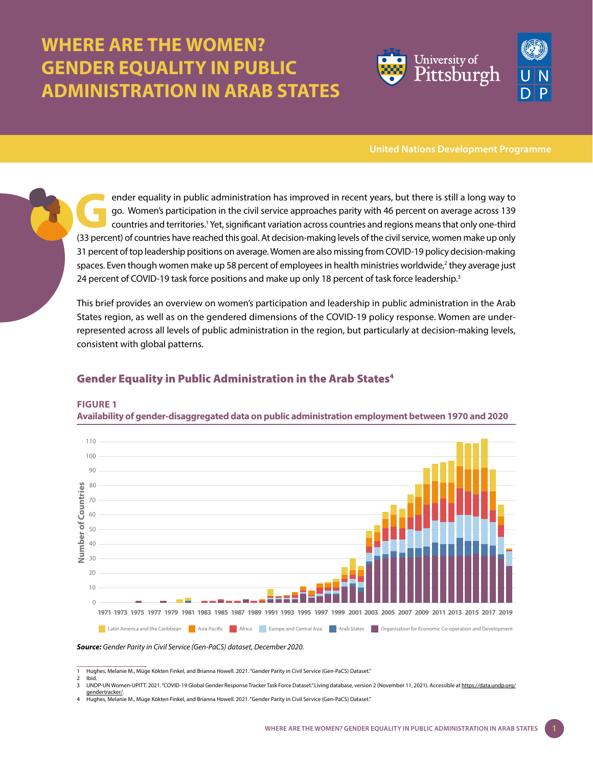# WHERE ARE THE WOMEN? GENDER EQUALITY IN PUBLIC ADMINISTRATION IN ARAB STATES

United Nations Development Programme

Gender equality in public administration has improved in recent years, but there is still a long way to go. Women's participation in the civil service approaches parity with 46 percent on average across 139 countries and territories.[1] Yet, significant variation across countries and regions means that only one-third (33 percent) of countries have reached this goal. At decision-making levels of the civil service, women make up only 31 percent of top leadership positions on average. Women are also missing from COVID-19 policy decision-making spaces. Even though women make up 58 percent of employees in health ministries worldwide,[2] they average just 24 percent of COVID-19 task force positions and make up only 18 percent of task force leadership.[3]

This brief provides an overview on women's participation and leadership in public administration in the Arab States region, as well as on the gendered dimensions of the COVID-19 policy response. Women are under-represented across all levels of public administration in the region, but particularly at decision-making levels, consistent with global patterns.

## Gender Equality in Public Administration in the Arab States[4]

**FIGURE 1**
**Availability of gender-disaggregated data on public administration employment between 1970 and 2020**

***Source:*** *Gender Parity in Civil Service (Gen-PaCS) dataset, December 2020.*

---

1 Hughes, Melanie M., Müge Kökten Finkel, and Brianna Howell. 2021. "Gender Parity in Civil Service (Gen-PaCS) Dataset."
2 Ibid.
3 UNDP-UN Women-UPITT. 2021. "COVID-19 Global Gender Response Tracker Task Force Dataset." Living database, version 2 (November 11, 2021). Accessible at https://data.undp.org/gendertracker/.
4 Hughes, Melanie M., Müge Kökten Finkel, and Brianna Howell. 2021. "Gender Parity in Civil Service (Gen-PaCS) Dataset."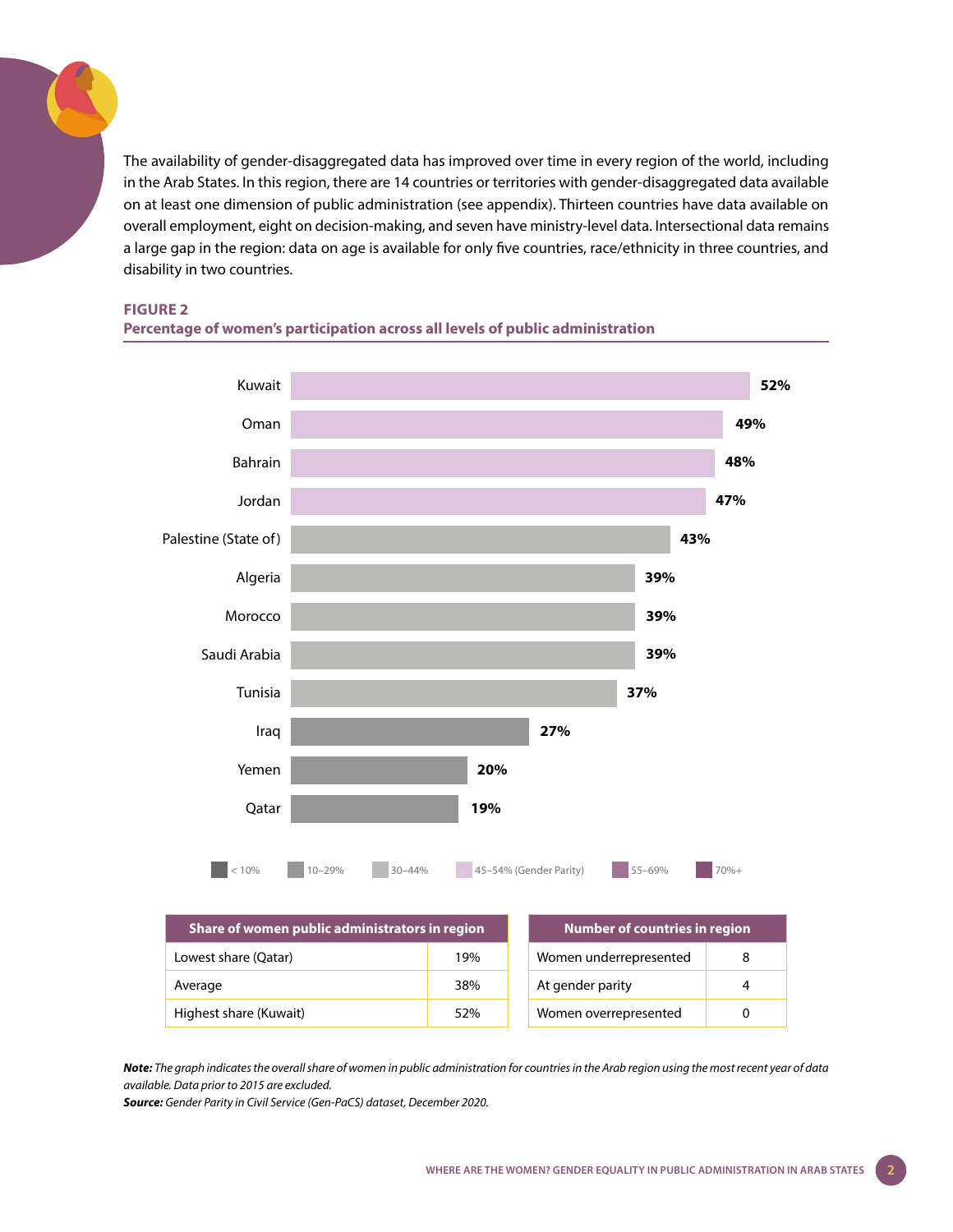The availability of gender-disaggregated data has improved over time in every region of the world, including in the Arab States. In this region, there are 14 countries or territories with gender-disaggregated data available on at least one dimension of public administration (see appendix). Thirteen countries have data available on overall employment, eight on decision-making, and seven have ministry-level data. Intersectional data remains a large gap in the region: data on age is available for only five countries, race/ethnicity in three countries, and disability in two countries.

**FIGURE 2**
**Percentage of women's participation across all levels of public administration**

| Country | Percentage |
|---|---|
| Kuwait | 52% |
| Oman | 49% |
| Bahrain | 48% |
| Jordan | 47% |
| Palestine (State of) | 43% |
| Algeria | 39% |
| Morocco | 39% |
| Saudi Arabia | 39% |
| Tunisia | 37% |
| Iraq | 27% |
| Yemen | 20% |
| Qatar | 19% |

< 10% | 10–29% | 30–44% | 45–54% (Gender Parity) | 55–69% | 70%+

| Share of women public administrators in region | |
|---|---|
| Lowest share (Qatar) | 19% |
| Average | 38% |
| Highest share (Kuwait) | 52% |

| Number of countries in region | |
|---|---|
| Women underrepresented | 8 |
| At gender parity | 4 |
| Women overrepresented | 0 |

***Note:*** *The graph indicates the overall share of women in public administration for countries in the Arab region using the most recent year of data available. Data prior to 2015 are excluded.*
***Source:*** *Gender Parity in Civil Service (Gen-PaCS) dataset, December 2020.*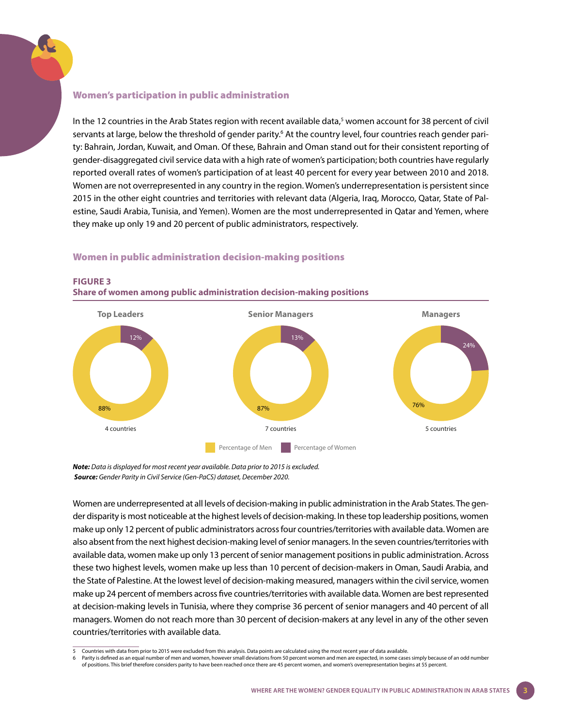## Women's participation in public administration

In the 12 countries in the Arab States region with recent available data,[5] women account for 38 percent of civil servants at large, below the threshold of gender parity.[6] At the country level, four countries reach gender parity: Bahrain, Jordan, Kuwait, and Oman. Of these, Bahrain and Oman stand out for their consistent reporting of gender-disaggregated civil service data with a high rate of women's participation; both countries have regularly reported overall rates of women's participation of at least 40 percent for every year between 2010 and 2018. Women are not overrepresented in any country in the region. Women's underrepresentation is persistent since 2015 in the other eight countries and territories with relevant data (Algeria, Iraq, Morocco, Qatar, State of Palestine, Saudi Arabia, Tunisia, and Yemen). Women are the most underrepresented in Qatar and Yemen, where they make up only 19 and 20 percent of public administrators, respectively.

## Women in public administration decision-making positions

**FIGURE 3**
**Share of women among public administration decision-making positions**

| | Top Leaders | Senior Managers | Managers |
|---|---|---|---|
| Percentage of Men | 88% | 87% | 76% |
| Percentage of Women | 12% | 13% | 24% |
| Countries | 4 countries | 7 countries | 5 countries |

***Note:*** *Data is displayed for most recent year available. Data prior to 2015 is excluded.*
***Source:*** *Gender Parity in Civil Service (Gen-PaCS) dataset, December 2020.*

Women are underrepresented at all levels of decision-making in public administration in the Arab States. The gender disparity is most noticeable at the highest levels of decision-making. In these top leadership positions, women make up only 12 percent of public administrators across four countries/territories with available data. Women are also absent from the next highest decision-making level of senior managers. In the seven countries/territories with available data, women make up only 13 percent of senior management positions in public administration. Across these two highest levels, women make up less than 10 percent of decision-makers in Oman, Saudi Arabia, and the State of Palestine. At the lowest level of decision-making measured, managers within the civil service, women make up 24 percent of members across five countries/territories with available data. Women are best represented at decision-making levels in Tunisia, where they comprise 36 percent of senior managers and 40 percent of all managers. Women do not reach more than 30 percent of decision-makers at any level in any of the other seven countries/territories with available data.

---

5 Countries with data from prior to 2015 were excluded from this analysis. Data points are calculated using the most recent year of data available.

6 Parity is defined as an equal number of men and women, however small deviations from 50 percent women and men are expected, in some cases simply because of an odd number of positions. This brief therefore considers parity to have been reached once there are 45 percent women, and women's overrepresentation begins at 55 percent.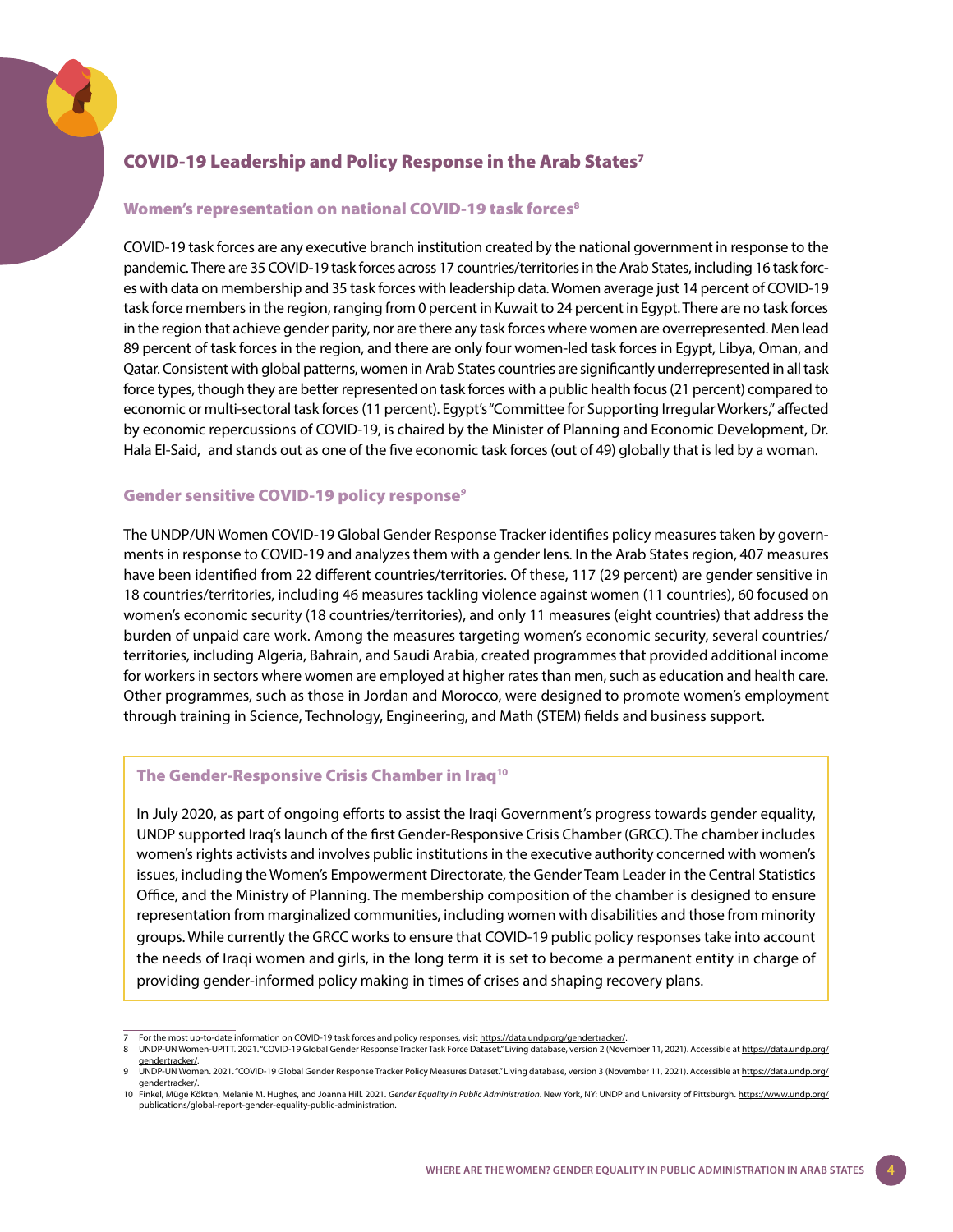## COVID-19 Leadership and Policy Response in the Arab States[7]

### Women's representation on national COVID-19 task forces[8]

COVID-19 task forces are any executive branch institution created by the national government in response to the pandemic. There are 35 COVID-19 task forces across 17 countries/territories in the Arab States, including 16 task forces with data on membership and 35 task forces with leadership data. Women average just 14 percent of COVID-19 task force members in the region, ranging from 0 percent in Kuwait to 24 percent in Egypt. There are no task forces in the region that achieve gender parity, nor are there any task forces where women are overrepresented. Men lead 89 percent of task forces in the region, and there are only four women-led task forces in Egypt, Libya, Oman, and Qatar. Consistent with global patterns, women in Arab States countries are significantly underrepresented in all task force types, though they are better represented on task forces with a public health focus (21 percent) compared to economic or multi-sectoral task forces (11 percent). Egypt's "Committee for Supporting Irregular Workers," affected by economic repercussions of COVID-19, is chaired by the Minister of Planning and Economic Development, Dr. Hala El-Said, and stands out as one of the five economic task forces (out of 49) globally that is led by a woman.

### Gender sensitive COVID-19 policy response[9]

The UNDP/UN Women COVID-19 Global Gender Response Tracker identifies policy measures taken by governments in response to COVID-19 and analyzes them with a gender lens. In the Arab States region, 407 measures have been identified from 22 different countries/territories. Of these, 117 (29 percent) are gender sensitive in 18 countries/territories, including 46 measures tackling violence against women (11 countries), 60 focused on women's economic security (18 countries/territories), and only 11 measures (eight countries) that address the burden of unpaid care work. Among the measures targeting women's economic security, several countries/territories, including Algeria, Bahrain, and Saudi Arabia, created programmes that provided additional income for workers in sectors where women are employed at higher rates than men, such as education and health care. Other programmes, such as those in Jordan and Morocco, were designed to promote women's employment through training in Science, Technology, Engineering, and Math (STEM) fields and business support.

### The Gender-Responsive Crisis Chamber in Iraq[10]

In July 2020, as part of ongoing efforts to assist the Iraqi Government's progress towards gender equality, UNDP supported Iraq's launch of the first Gender-Responsive Crisis Chamber (GRCC). The chamber includes women's rights activists and involves public institutions in the executive authority concerned with women's issues, including the Women's Empowerment Directorate, the Gender Team Leader in the Central Statistics Office, and the Ministry of Planning. The membership composition of the chamber is designed to ensure representation from marginalized communities, including women with disabilities and those from minority groups. While currently the GRCC works to ensure that COVID-19 public policy responses take into account the needs of Iraqi women and girls, in the long term it is set to become a permanent entity in charge of providing gender-informed policy making in times of crises and shaping recovery plans.

---

7 For the most up-to-date information on COVID-19 task forces and policy responses, visit https://data.undp.org/gendertracker/.

8 UNDP-UN Women-UPITT. 2021. "COVID-19 Global Gender Response Tracker Task Force Dataset." Living database, version 2 (November 11, 2021). Accessible at https://data.undp.org/gendertracker/.

9 UNDP-UN Women. 2021. "COVID-19 Global Gender Response Tracker Policy Measures Dataset." Living database, version 3 (November 11, 2021). Accessible at https://data.undp.org/gendertracker/.

10 Finkel, Müge Kökten, Melanie M. Hughes, and Joanna Hill. 2021. *Gender Equality in Public Administration*. New York, NY: UNDP and University of Pittsburgh. https://www.undp.org/publications/global-report-gender-equality-public-administration.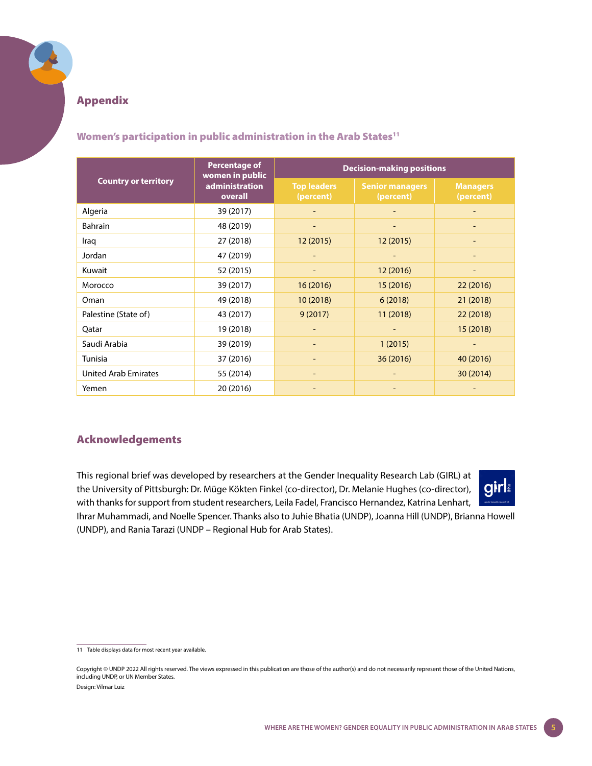## Appendix

### Women's participation in public administration in the Arab States[11]

| Country or territory | Percentage of women in public administration overall | Decision-making positions | | |
|---|---|---|---|---|
| | | Top leaders (percent) | Senior managers (percent) | Managers (percent) |
| Algeria | 39 (2017) | - | - | - |
| Bahrain | 48 (2019) | - | - | - |
| Iraq | 27 (2018) | 12 (2015) | 12 (2015) | - |
| Jordan | 47 (2019) | - | - | - |
| Kuwait | 52 (2015) | - | 12 (2016) | - |
| Morocco | 39 (2017) | 16 (2016) | 15 (2016) | 22 (2016) |
| Oman | 49 (2018) | 10 (2018) | 6 (2018) | 21 (2018) |
| Palestine (State of) | 43 (2017) | 9 (2017) | 11 (2018) | 22 (2018) |
| Qatar | 19 (2018) | - | - | 15 (2018) |
| Saudi Arabia | 39 (2019) | - | 1 (2015) | - |
| Tunisia | 37 (2016) | - | 36 (2016) | 40 (2016) |
| United Arab Emirates | 55 (2014) | - | - | 30 (2014) |
| Yemen | 20 (2016) | - | - | - |

## Acknowledgements

This regional brief was developed by researchers at the Gender Inequality Research Lab (GIRL) at the University of Pittsburgh: Dr. Müge Kökten Finkel (co-director), Dr. Melanie Hughes (co-director), with thanks for support from student researchers, Leila Fadel, Francisco Hernandez, Katrina Lenhart, Ihrar Muhammadi, and Noelle Spencer. Thanks also to Juhie Bhatia (UNDP), Joanna Hill (UNDP), Brianna Howell (UNDP), and Rania Tarazi (UNDP – Regional Hub for Arab States).

11 Table displays data for most recent year available.

Copyright © UNDP 2022 All rights reserved. The views expressed in this publication are those of the author(s) and do not necessarily represent those of the United Nations, including UNDP, or UN Member States.

Design: Vilmar Luiz